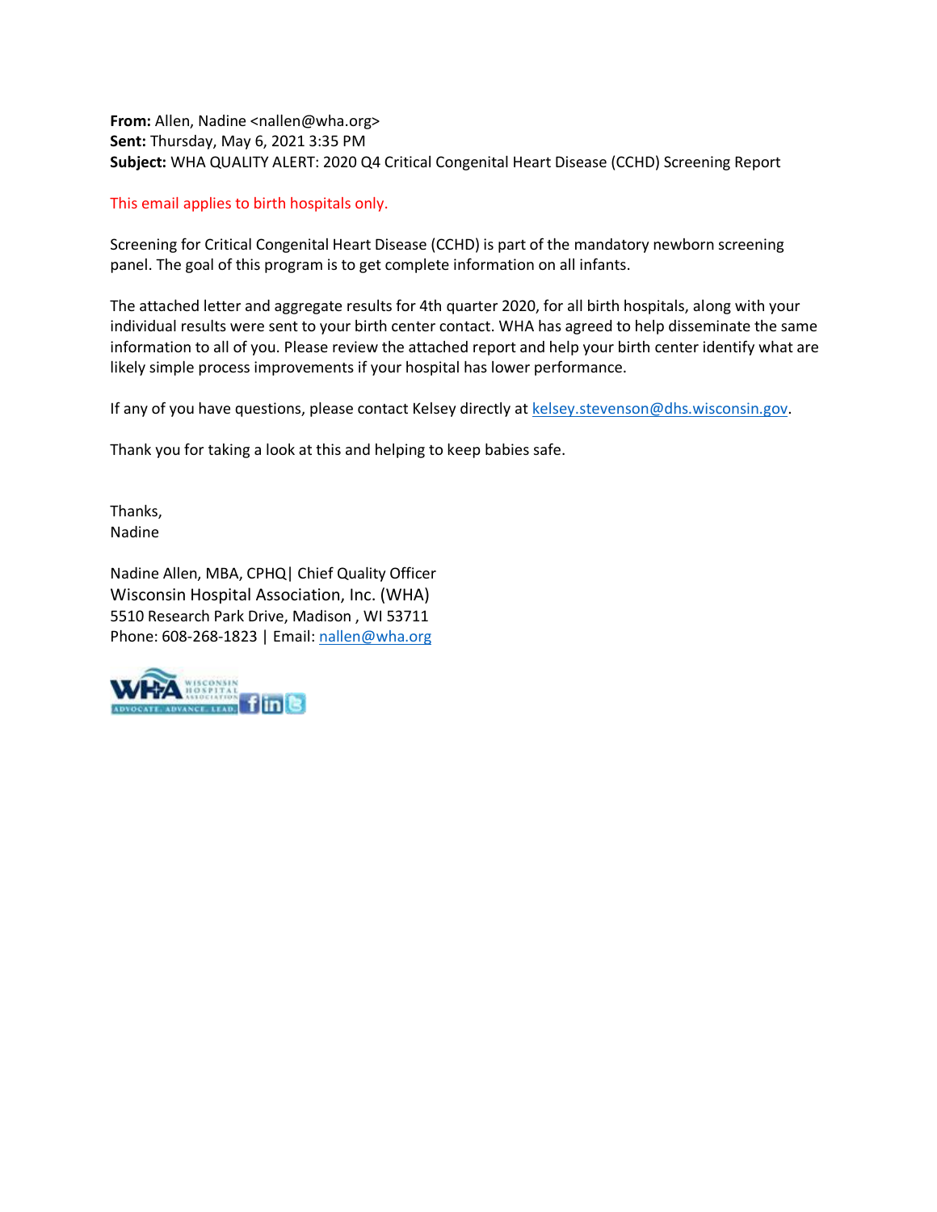**From:** Allen, Nadine <nallen@wha.org>
**Sent:** Thursday, May 6, 2021 3:35 PM
**Subject:** WHA QUALITY ALERT: 2020 Q4 Critical Congenital Heart Disease (CCHD) Screening Report

This email applies to birth hospitals only.

Screening for Critical Congenital Heart Disease (CCHD) is part of the mandatory newborn screening panel. The goal of this program is to get complete information on all infants.

The attached letter and aggregate results for 4th quarter 2020, for all birth hospitals, along with your individual results were sent to your birth center contact. WHA has agreed to help disseminate the same information to all of you. Please review the attached report and help your birth center identify what are likely simple process improvements if your hospital has lower performance.

If any of you have questions, please contact Kelsey directly at kelsey.stevenson@dhs.wisconsin.gov.

Thank you for taking a look at this and helping to keep babies safe.

Thanks,
Nadine

Nadine Allen, MBA, CPHQ| Chief Quality Officer
Wisconsin Hospital Association, Inc. (WHA)
5510 Research Park Drive, Madison , WI 53711
Phone: 608-268-1823 | Email: nallen@wha.org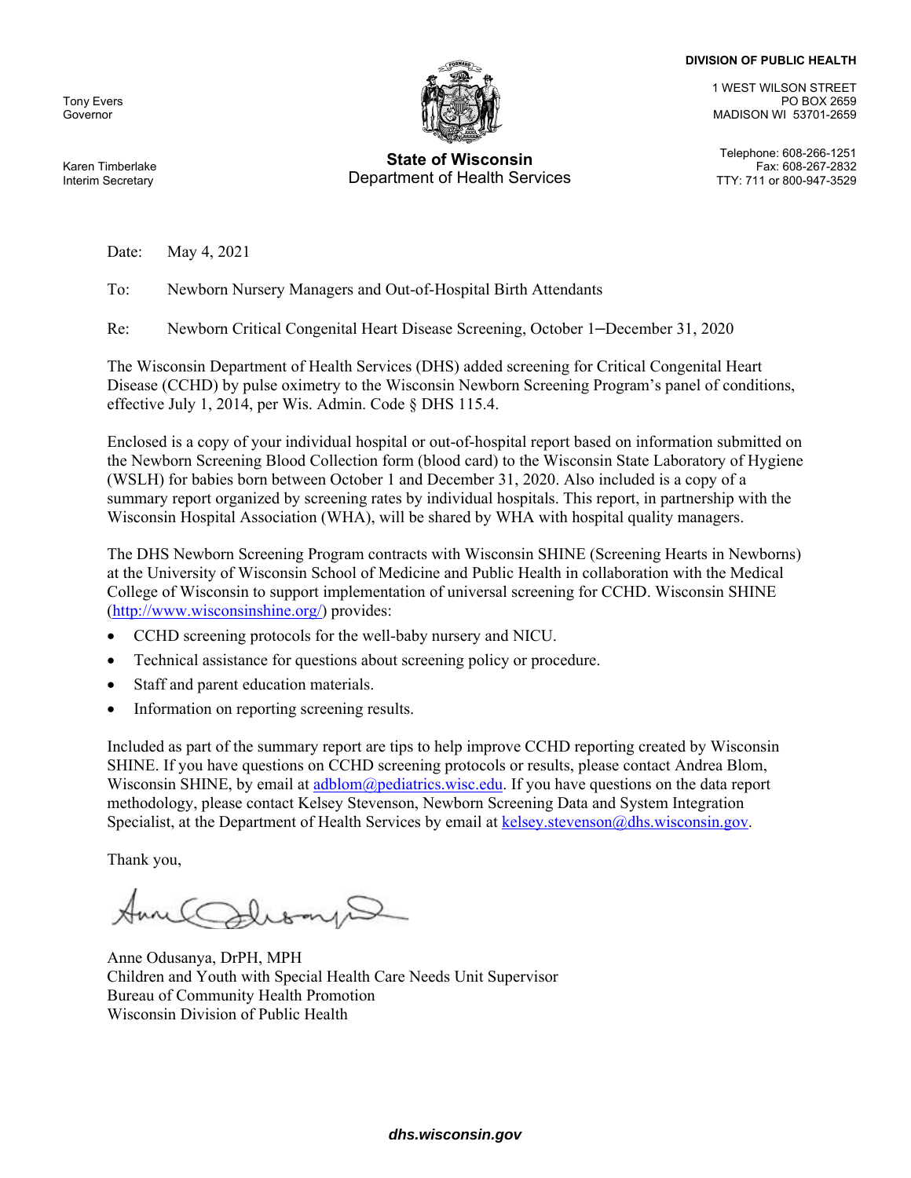Tony Evers
Governor

Karen Timberlake
Interim Secretary

**State of Wisconsin**
Department of Health Services

**DIVISION OF PUBLIC HEALTH**

1 WEST WILSON STREET
PO BOX 2659
MADISON WI 53701-2659

Telephone: 608-266-1251
Fax: 608-267-2832
TTY: 711 or 800-947-3529

Date: May 4, 2021

To: Newborn Nursery Managers and Out-of-Hospital Birth Attendants

Re: Newborn Critical Congenital Heart Disease Screening, October 1–December 31, 2020

The Wisconsin Department of Health Services (DHS) added screening for Critical Congenital Heart Disease (CCHD) by pulse oximetry to the Wisconsin Newborn Screening Program's panel of conditions, effective July 1, 2014, per Wis. Admin. Code § DHS 115.4.

Enclosed is a copy of your individual hospital or out-of-hospital report based on information submitted on the Newborn Screening Blood Collection form (blood card) to the Wisconsin State Laboratory of Hygiene (WSLH) for babies born between October 1 and December 31, 2020. Also included is a copy of a summary report organized by screening rates by individual hospitals. This report, in partnership with the Wisconsin Hospital Association (WHA), will be shared by WHA with hospital quality managers.

The DHS Newborn Screening Program contracts with Wisconsin SHINE (Screening Hearts in Newborns) at the University of Wisconsin School of Medicine and Public Health in collaboration with the Medical College of Wisconsin to support implementation of universal screening for CCHD. Wisconsin SHINE (http://www.wisconsinshine.org/) provides:

- CCHD screening protocols for the well-baby nursery and NICU.
- Technical assistance for questions about screening policy or procedure.
- Staff and parent education materials.
- Information on reporting screening results.

Included as part of the summary report are tips to help improve CCHD reporting created by Wisconsin SHINE. If you have questions on CCHD screening protocols or results, please contact Andrea Blom, Wisconsin SHINE, by email at adblom@pediatrics.wisc.edu. If you have questions on the data report methodology, please contact Kelsey Stevenson, Newborn Screening Data and System Integration Specialist, at the Department of Health Services by email at kelsey.stevenson@dhs.wisconsin.gov.

Thank you,

Anne Odusanya, DrPH, MPH
Children and Youth with Special Health Care Needs Unit Supervisor
Bureau of Community Health Promotion
Wisconsin Division of Public Health

*dhs.wisconsin.gov*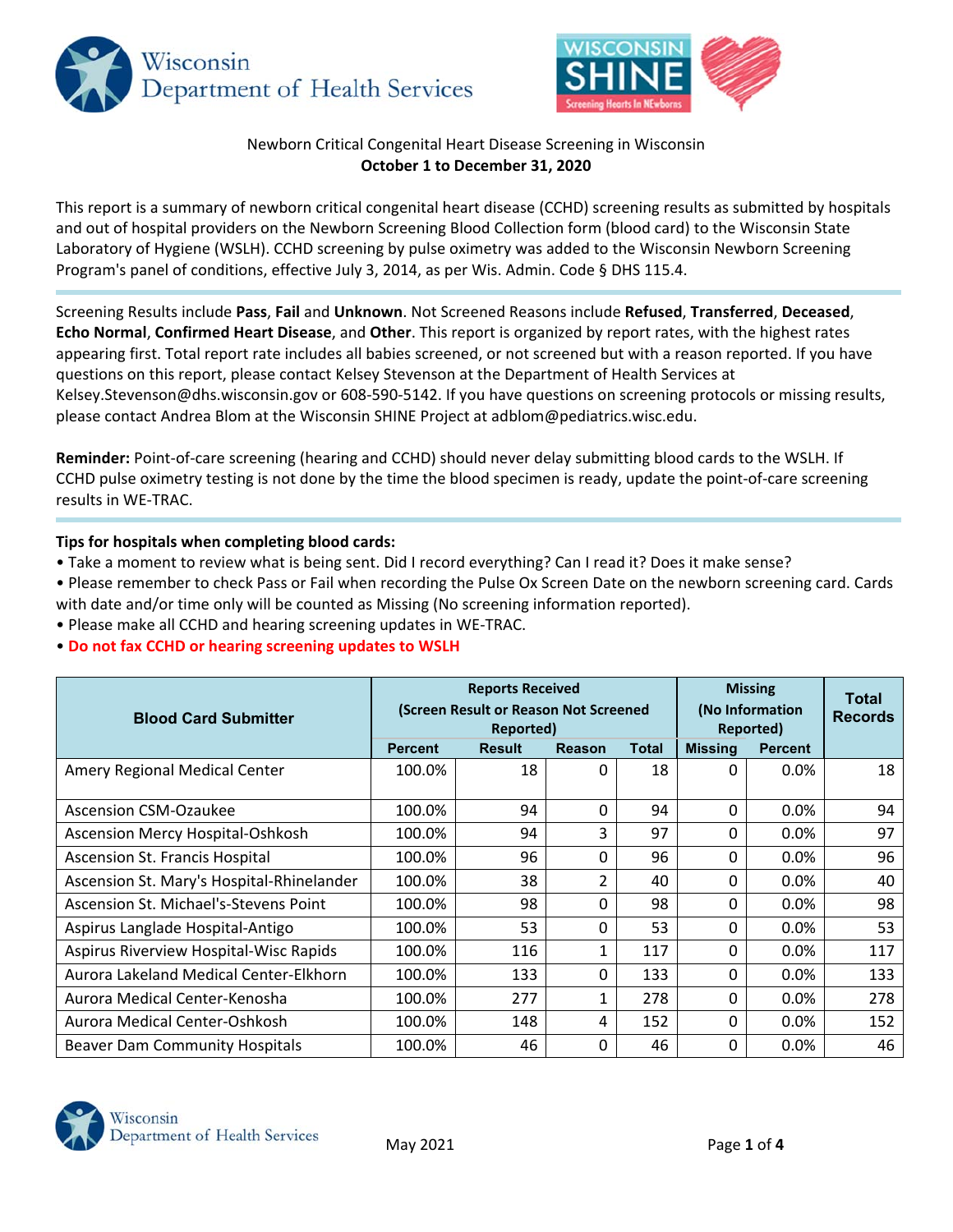Newborn Critical Congenital Heart Disease Screening in Wisconsin
**October 1 to December 31, 2020**

This report is a summary of newborn critical congenital heart disease (CCHD) screening results as submitted by hospitals and out of hospital providers on the Newborn Screening Blood Collection form (blood card) to the Wisconsin State Laboratory of Hygiene (WSLH). CCHD screening by pulse oximetry was added to the Wisconsin Newborn Screening Program's panel of conditions, effective July 3, 2014, as per Wis. Admin. Code § DHS 115.4.

---

Screening Results include **Pass**, **Fail** and **Unknown**. Not Screened Reasons include **Refused**, **Transferred**, **Deceased**, **Echo Normal**, **Confirmed Heart Disease**, and **Other**. This report is organized by report rates, with the highest rates appearing first. Total report rate includes all babies screened, or not screened but with a reason reported. If you have questions on this report, please contact Kelsey Stevenson at the Department of Health Services at Kelsey.Stevenson@dhs.wisconsin.gov or 608-590-5142. If you have questions on screening protocols or missing results, please contact Andrea Blom at the Wisconsin SHINE Project at adblom@pediatrics.wisc.edu.

**Reminder:** Point-of-care screening (hearing and CCHD) should never delay submitting blood cards to the WSLH. If CCHD pulse oximetry testing is not done by the time the blood specimen is ready, update the point-of-care screening results in WE-TRAC.

---

**Tips for hospitals when completing blood cards:**

- Take a moment to review what is being sent. Did I record everything? Can I read it? Does it make sense?
- Please remember to check Pass or Fail when recording the Pulse Ox Screen Date on the newborn screening card. Cards with date and/or time only will be counted as Missing (No screening information reported).
- Please make all CCHD and hearing screening updates in WE-TRAC.
- **Do not fax CCHD or hearing screening updates to WSLH**

| Blood Card Submitter | Reports Received (Screen Result or Reason Not Screened Reported) | | | | Missing (No Information Reported) | | Total Records |
|---|---|---|---|---|---|---|---|
| | Percent | Result | Reason | Total | Missing | Percent | |
| Amery Regional Medical Center | 100.0% | 18 | 0 | 18 | 0 | 0.0% | 18 |
| Ascension CSM-Ozaukee | 100.0% | 94 | 0 | 94 | 0 | 0.0% | 94 |
| Ascension Mercy Hospital-Oshkosh | 100.0% | 94 | 3 | 97 | 0 | 0.0% | 97 |
| Ascension St. Francis Hospital | 100.0% | 96 | 0 | 96 | 0 | 0.0% | 96 |
| Ascension St. Mary's Hospital-Rhinelander | 100.0% | 38 | 2 | 40 | 0 | 0.0% | 40 |
| Ascension St. Michael's-Stevens Point | 100.0% | 98 | 0 | 98 | 0 | 0.0% | 98 |
| Aspirus Langlade Hospital-Antigo | 100.0% | 53 | 0 | 53 | 0 | 0.0% | 53 |
| Aspirus Riverview Hospital-Wisc Rapids | 100.0% | 116 | 1 | 117 | 0 | 0.0% | 117 |
| Aurora Lakeland Medical Center-Elkhorn | 100.0% | 133 | 0 | 133 | 0 | 0.0% | 133 |
| Aurora Medical Center-Kenosha | 100.0% | 277 | 1 | 278 | 0 | 0.0% | 278 |
| Aurora Medical Center-Oshkosh | 100.0% | 148 | 4 | 152 | 0 | 0.0% | 152 |
| Beaver Dam Community Hospitals | 100.0% | 46 | 0 | 46 | 0 | 0.0% | 46 |

May 2021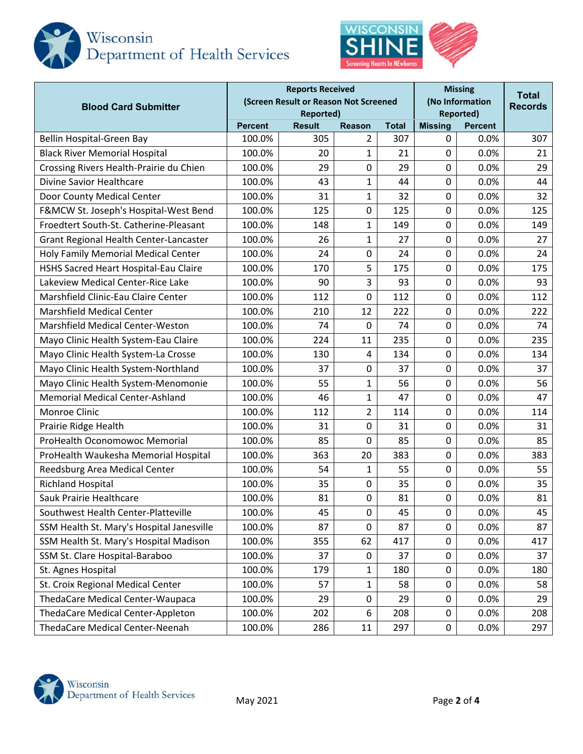| Blood Card Submitter | Reports Received (Screen Result or Reason Not Screened Reported) | | | | Missing (No Information Reported) | | Total Records |
|---|---|---|---|---|---|---|---|
| | Percent | Result | Reason | Total | Missing | Percent | |
| Bellin Hospital-Green Bay | 100.0% | 305 | 2 | 307 | 0 | 0.0% | 307 |
| Black River Memorial Hospital | 100.0% | 20 | 1 | 21 | 0 | 0.0% | 21 |
| Crossing Rivers Health-Prairie du Chien | 100.0% | 29 | 0 | 29 | 0 | 0.0% | 29 |
| Divine Savior Healthcare | 100.0% | 43 | 1 | 44 | 0 | 0.0% | 44 |
| Door County Medical Center | 100.0% | 31 | 1 | 32 | 0 | 0.0% | 32 |
| F&MCW St. Joseph's Hospital-West Bend | 100.0% | 125 | 0 | 125 | 0 | 0.0% | 125 |
| Froedtert South-St. Catherine-Pleasant | 100.0% | 148 | 1 | 149 | 0 | 0.0% | 149 |
| Grant Regional Health Center-Lancaster | 100.0% | 26 | 1 | 27 | 0 | 0.0% | 27 |
| Holy Family Memorial Medical Center | 100.0% | 24 | 0 | 24 | 0 | 0.0% | 24 |
| HSHS Sacred Heart Hospital-Eau Claire | 100.0% | 170 | 5 | 175 | 0 | 0.0% | 175 |
| Lakeview Medical Center-Rice Lake | 100.0% | 90 | 3 | 93 | 0 | 0.0% | 93 |
| Marshfield Clinic-Eau Claire Center | 100.0% | 112 | 0 | 112 | 0 | 0.0% | 112 |
| Marshfield Medical Center | 100.0% | 210 | 12 | 222 | 0 | 0.0% | 222 |
| Marshfield Medical Center-Weston | 100.0% | 74 | 0 | 74 | 0 | 0.0% | 74 |
| Mayo Clinic Health System-Eau Claire | 100.0% | 224 | 11 | 235 | 0 | 0.0% | 235 |
| Mayo Clinic Health System-La Crosse | 100.0% | 130 | 4 | 134 | 0 | 0.0% | 134 |
| Mayo Clinic Health System-Northland | 100.0% | 37 | 0 | 37 | 0 | 0.0% | 37 |
| Mayo Clinic Health System-Menomonie | 100.0% | 55 | 1 | 56 | 0 | 0.0% | 56 |
| Memorial Medical Center-Ashland | 100.0% | 46 | 1 | 47 | 0 | 0.0% | 47 |
| Monroe Clinic | 100.0% | 112 | 2 | 114 | 0 | 0.0% | 114 |
| Prairie Ridge Health | 100.0% | 31 | 0 | 31 | 0 | 0.0% | 31 |
| ProHealth Oconomowoc Memorial | 100.0% | 85 | 0 | 85 | 0 | 0.0% | 85 |
| ProHealth Waukesha Memorial Hospital | 100.0% | 363 | 20 | 383 | 0 | 0.0% | 383 |
| Reedsburg Area Medical Center | 100.0% | 54 | 1 | 55 | 0 | 0.0% | 55 |
| Richland Hospital | 100.0% | 35 | 0 | 35 | 0 | 0.0% | 35 |
| Sauk Prairie Healthcare | 100.0% | 81 | 0 | 81 | 0 | 0.0% | 81 |
| Southwest Health Center-Platteville | 100.0% | 45 | 0 | 45 | 0 | 0.0% | 45 |
| SSM Health St. Mary's Hospital Janesville | 100.0% | 87 | 0 | 87 | 0 | 0.0% | 87 |
| SSM Health St. Mary's Hospital Madison | 100.0% | 355 | 62 | 417 | 0 | 0.0% | 417 |
| SSM St. Clare Hospital-Baraboo | 100.0% | 37 | 0 | 37 | 0 | 0.0% | 37 |
| St. Agnes Hospital | 100.0% | 179 | 1 | 180 | 0 | 0.0% | 180 |
| St. Croix Regional Medical Center | 100.0% | 57 | 1 | 58 | 0 | 0.0% | 58 |
| ThedaCare Medical Center-Waupaca | 100.0% | 29 | 0 | 29 | 0 | 0.0% | 29 |
| ThedaCare Medical Center-Appleton | 100.0% | 202 | 6 | 208 | 0 | 0.0% | 208 |
| ThedaCare Medical Center-Neenah | 100.0% | 286 | 11 | 297 | 0 | 0.0% | 297 |

May 2021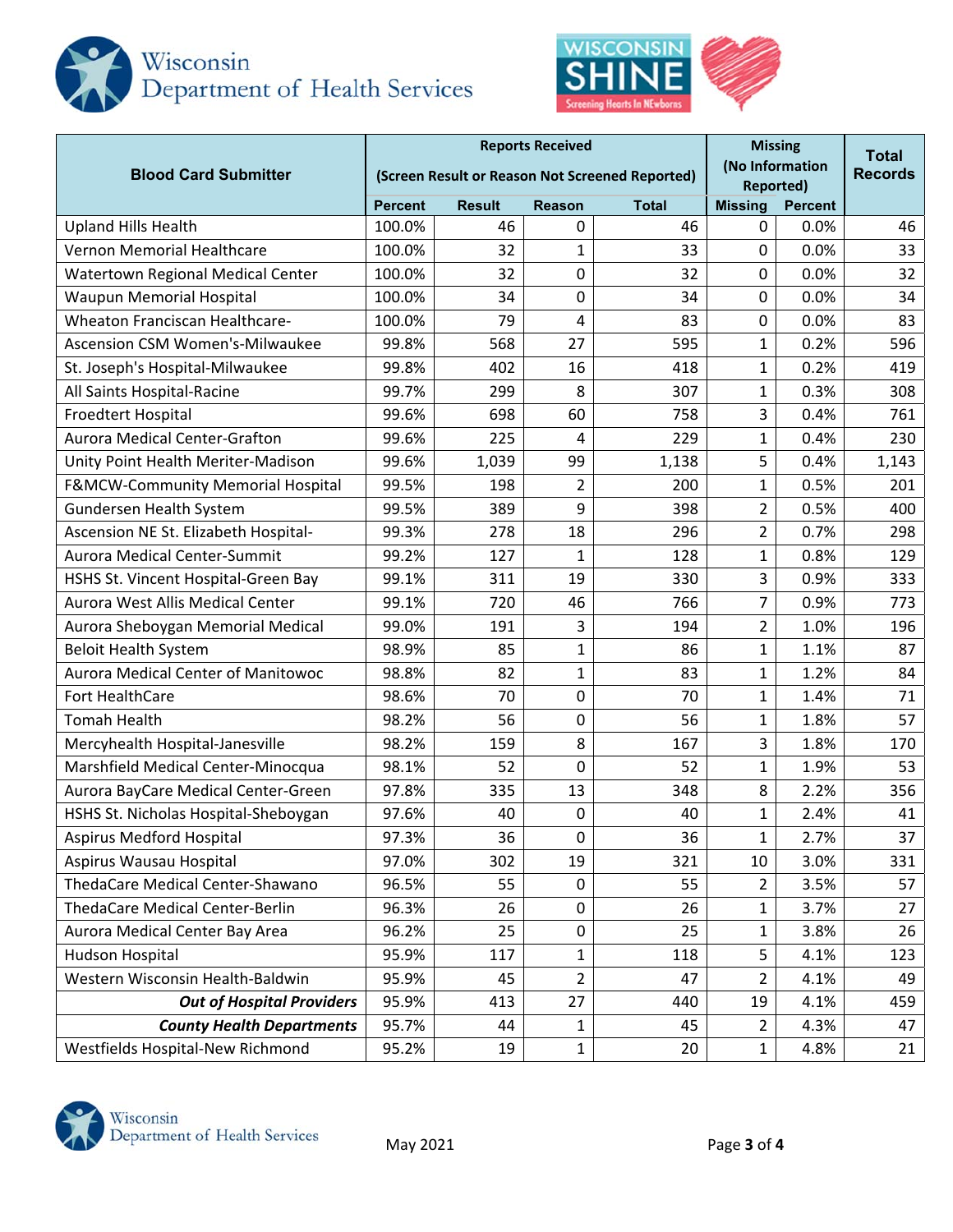| Blood Card Submitter | Reports Received (Screen Result or Reason Not Screened Reported) | | | | Missing (No Information Reported) | | Total Records |
|---|---|---|---|---|---|---|---|
| | Percent | Result | Reason | Total | Missing | Percent | |
| Upland Hills Health | 100.0% | 46 | 0 | 46 | 0 | 0.0% | 46 |
| Vernon Memorial Healthcare | 100.0% | 32 | 1 | 33 | 0 | 0.0% | 33 |
| Watertown Regional Medical Center | 100.0% | 32 | 0 | 32 | 0 | 0.0% | 32 |
| Waupun Memorial Hospital | 100.0% | 34 | 0 | 34 | 0 | 0.0% | 34 |
| Wheaton Franciscan Healthcare- | 100.0% | 79 | 4 | 83 | 0 | 0.0% | 83 |
| Ascension CSM Women's-Milwaukee | 99.8% | 568 | 27 | 595 | 1 | 0.2% | 596 |
| St. Joseph's Hospital-Milwaukee | 99.8% | 402 | 16 | 418 | 1 | 0.2% | 419 |
| All Saints Hospital-Racine | 99.7% | 299 | 8 | 307 | 1 | 0.3% | 308 |
| Froedtert Hospital | 99.6% | 698 | 60 | 758 | 3 | 0.4% | 761 |
| Aurora Medical Center-Grafton | 99.6% | 225 | 4 | 229 | 1 | 0.4% | 230 |
| Unity Point Health Meriter-Madison | 99.6% | 1,039 | 99 | 1,138 | 5 | 0.4% | 1,143 |
| F&MCW-Community Memorial Hospital | 99.5% | 198 | 2 | 200 | 1 | 0.5% | 201 |
| Gundersen Health System | 99.5% | 389 | 9 | 398 | 2 | 0.5% | 400 |
| Ascension NE St. Elizabeth Hospital- | 99.3% | 278 | 18 | 296 | 2 | 0.7% | 298 |
| Aurora Medical Center-Summit | 99.2% | 127 | 1 | 128 | 1 | 0.8% | 129 |
| HSHS St. Vincent Hospital-Green Bay | 99.1% | 311 | 19 | 330 | 3 | 0.9% | 333 |
| Aurora West Allis Medical Center | 99.1% | 720 | 46 | 766 | 7 | 0.9% | 773 |
| Aurora Sheboygan Memorial Medical | 99.0% | 191 | 3 | 194 | 2 | 1.0% | 196 |
| Beloit Health System | 98.9% | 85 | 1 | 86 | 1 | 1.1% | 87 |
| Aurora Medical Center of Manitowoc | 98.8% | 82 | 1 | 83 | 1 | 1.2% | 84 |
| Fort HealthCare | 98.6% | 70 | 0 | 70 | 1 | 1.4% | 71 |
| Tomah Health | 98.2% | 56 | 0 | 56 | 1 | 1.8% | 57 |
| Mercyhealth Hospital-Janesville | 98.2% | 159 | 8 | 167 | 3 | 1.8% | 170 |
| Marshfield Medical Center-Minocqua | 98.1% | 52 | 0 | 52 | 1 | 1.9% | 53 |
| Aurora BayCare Medical Center-Green | 97.8% | 335 | 13 | 348 | 8 | 2.2% | 356 |
| HSHS St. Nicholas Hospital-Sheboygan | 97.6% | 40 | 0 | 40 | 1 | 2.4% | 41 |
| Aspirus Medford Hospital | 97.3% | 36 | 0 | 36 | 1 | 2.7% | 37 |
| Aspirus Wausau Hospital | 97.0% | 302 | 19 | 321 | 10 | 3.0% | 331 |
| ThedaCare Medical Center-Shawano | 96.5% | 55 | 0 | 55 | 2 | 3.5% | 57 |
| ThedaCare Medical Center-Berlin | 96.3% | 26 | 0 | 26 | 1 | 3.7% | 27 |
| Aurora Medical Center Bay Area | 96.2% | 25 | 0 | 25 | 1 | 3.8% | 26 |
| Hudson Hospital | 95.9% | 117 | 1 | 118 | 5 | 4.1% | 123 |
| Western Wisconsin Health-Baldwin | 95.9% | 45 | 2 | 47 | 2 | 4.1% | 49 |
| ***Out of Hospital Providers*** | 95.9% | 413 | 27 | 440 | 19 | 4.1% | 459 |
| ***County Health Departments*** | 95.7% | 44 | 1 | 45 | 2 | 4.3% | 47 |
| Westfields Hospital-New Richmond | 95.2% | 19 | 1 | 20 | 1 | 4.8% | 21 |

May 2021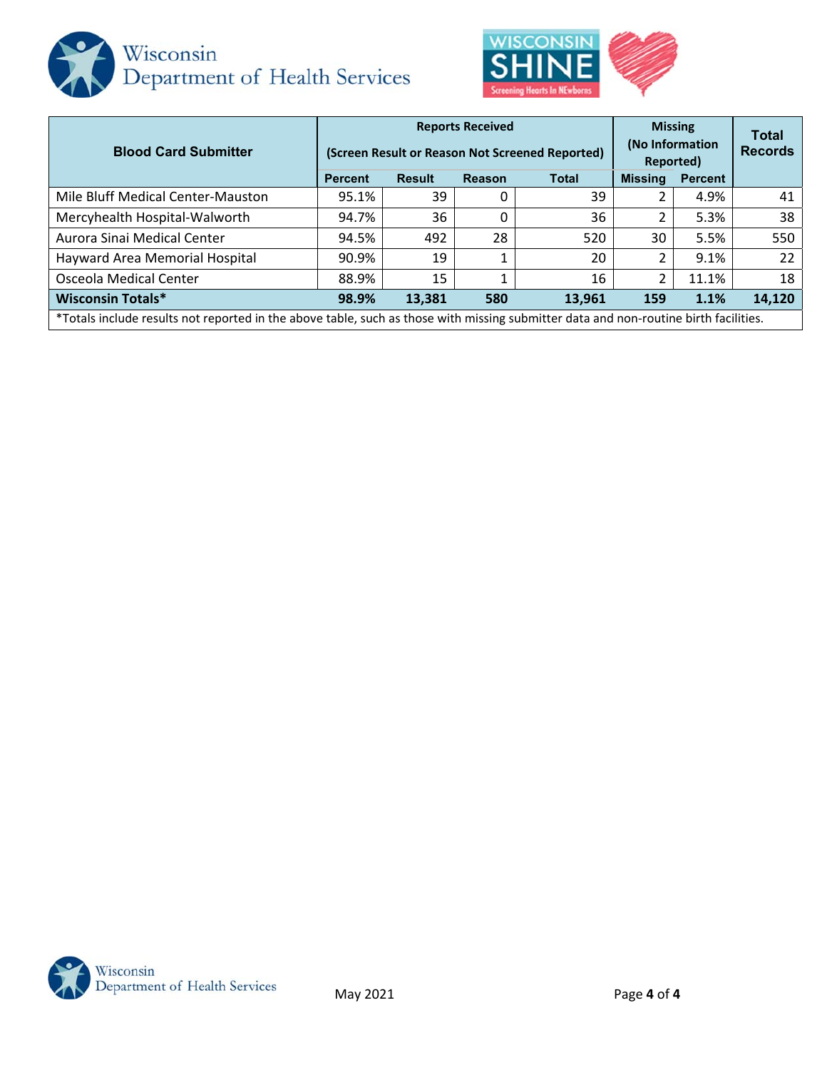| Blood Card Submitter | Reports Received (Screen Result or Reason Not Screened Reported) | | | | Missing (No Information Reported) | | Total Records |
|---|---|---|---|---|---|---|---|
| | Percent | Result | Reason | Total | Missing | Percent | |
| Mile Bluff Medical Center-Mauston | 95.1% | 39 | 0 | 39 | 2 | 4.9% | 41 |
| Mercyhealth Hospital-Walworth | 94.7% | 36 | 0 | 36 | 2 | 5.3% | 38 |
| Aurora Sinai Medical Center | 94.5% | 492 | 28 | 520 | 30 | 5.5% | 550 |
| Hayward Area Memorial Hospital | 90.9% | 19 | 1 | 20 | 2 | 9.1% | 22 |
| Osceola Medical Center | 88.9% | 15 | 1 | 16 | 2 | 11.1% | 18 |
| **Wisconsin Totals*** | **98.9%** | **13,381** | **580** | **13,961** | **159** | **1.1%** | **14,120** |

*Totals include results not reported in the above table, such as those with missing submitter data and non-routine birth facilities.

May 2021